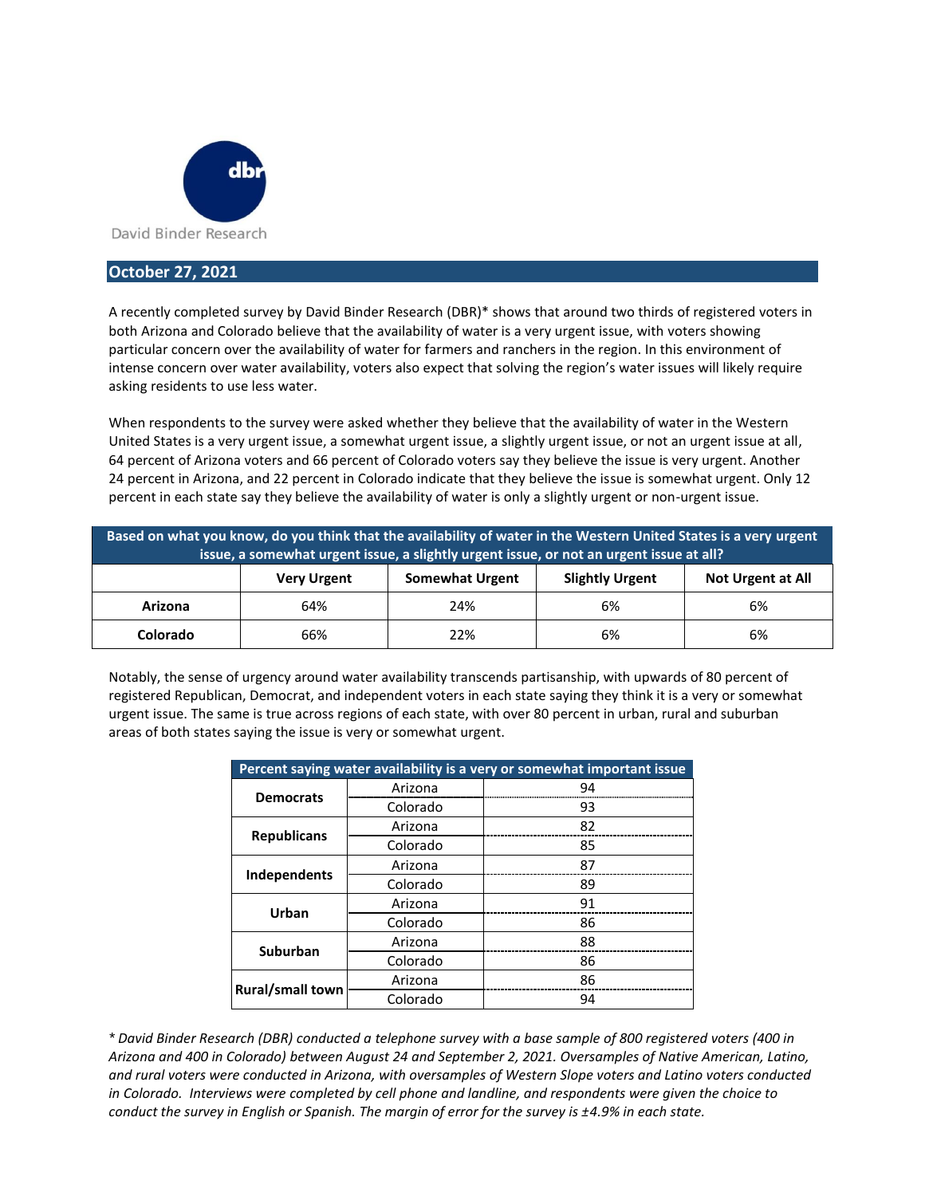David Binder Research

## October 27, 2021

A recently completed survey by David Binder Research (DBR)* shows that around two thirds of registered voters in both Arizona and Colorado believe that the availability of water is a very urgent issue, with voters showing particular concern over the availability of water for farmers and ranchers in the region. In this environment of intense concern over water availability, voters also expect that solving the region's water issues will likely require asking residents to use less water.

When respondents to the survey were asked whether they believe that the availability of water in the Western United States is a very urgent issue, a somewhat urgent issue, a slightly urgent issue, or not an urgent issue at all, 64 percent of Arizona voters and 66 percent of Colorado voters say they believe the issue is very urgent. Another 24 percent in Arizona, and 22 percent in Colorado indicate that they believe the issue is somewhat urgent. Only 12 percent in each state say they believe the availability of water is only a slightly urgent or non-urgent issue.

**Based on what you know, do you think that the availability of water in the Western United States is a very urgent issue, a somewhat urgent issue, a slightly urgent issue, or not an urgent issue at all?**

| | Very Urgent | Somewhat Urgent | Slightly Urgent | Not Urgent at All |
|---|---|---|---|---|
| **Arizona** | 64% | 24% | 6% | 6% |
| **Colorado** | 66% | 22% | 6% | 6% |

Notably, the sense of urgency around water availability transcends partisanship, with upwards of 80 percent of registered Republican, Democrat, and independent voters in each state saying they think it is a very or somewhat urgent issue. The same is true across regions of each state, with over 80 percent in urban, rural and suburban areas of both states saying the issue is very or somewhat urgent.

| Percent saying water availability is a very or somewhat important issue | | |
|---|---|---|
| **Democrats** | Arizona | 94 |
| | Colorado | 93 |
| **Republicans** | Arizona | 82 |
| | Colorado | 85 |
| **Independents** | Arizona | 87 |
| | Colorado | 89 |
| **Urban** | Arizona | 91 |
| | Colorado | 86 |
| **Suburban** | Arizona | 88 |
| | Colorado | 86 |
| **Rural/small town** | Arizona | 86 |
| | Colorado | 94 |

*\* David Binder Research (DBR) conducted a telephone survey with a base sample of 800 registered voters (400 in Arizona and 400 in Colorado) between August 24 and September 2, 2021. Oversamples of Native American, Latino, and rural voters were conducted in Arizona, with oversamples of Western Slope voters and Latino voters conducted in Colorado. Interviews were completed by cell phone and landline, and respondents were given the choice to conduct the survey in English or Spanish. The margin of error for the survey is ±4.9% in each state.*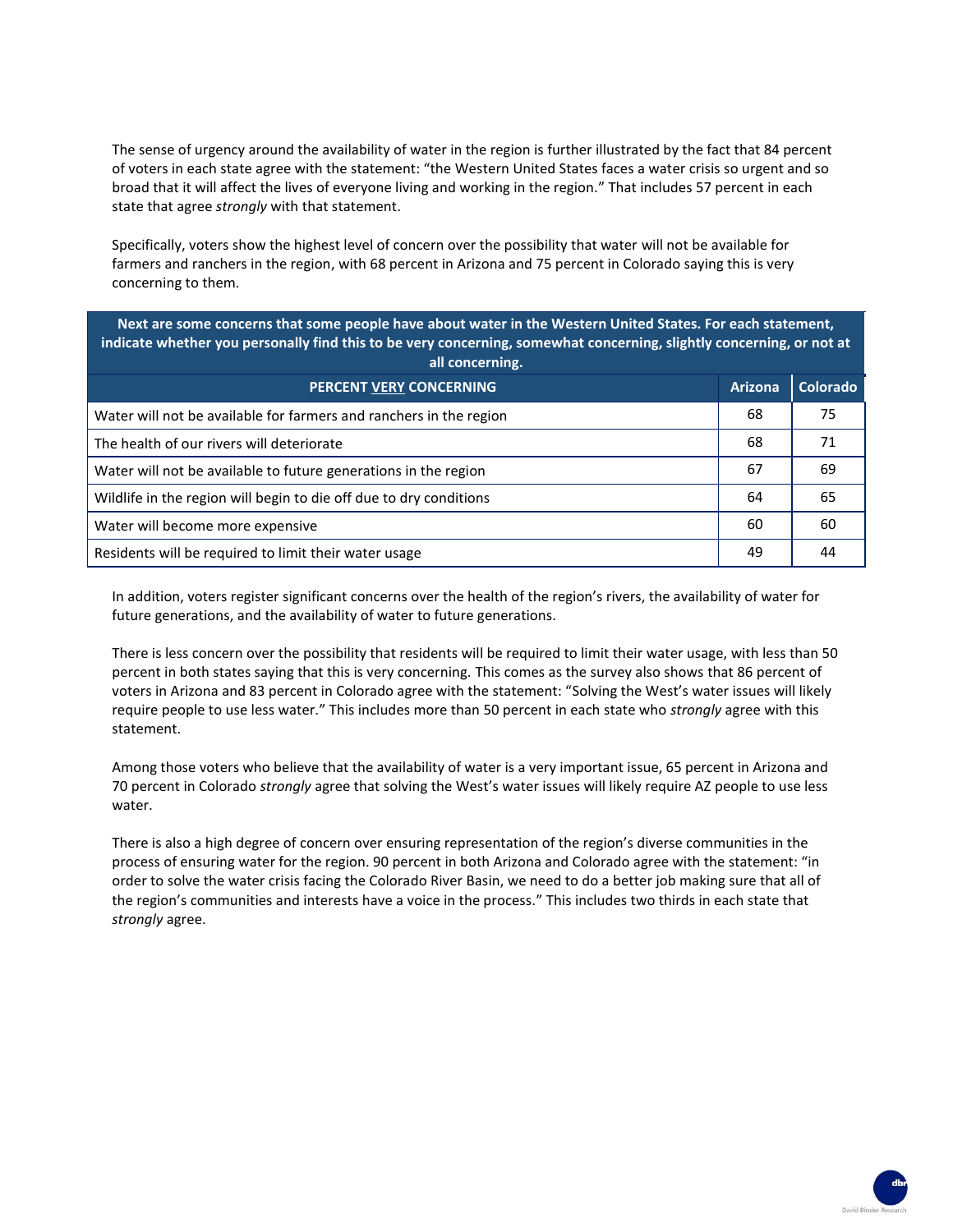The sense of urgency around the availability of water in the region is further illustrated by the fact that 84 percent of voters in each state agree with the statement: "the Western United States faces a water crisis so urgent and so broad that it will affect the lives of everyone living and working in the region." That includes 57 percent in each state that agree *strongly* with that statement.

Specifically, voters show the highest level of concern over the possibility that water will not be available for farmers and ranchers in the region, with 68 percent in Arizona and 75 percent in Colorado saying this is very concerning to them.

**Next are some concerns that some people have about water in the Western United States. For each statement, indicate whether you personally find this to be very concerning, somewhat concerning, slightly concerning, or not at all concerning.**

| PERCENT VERY CONCERNING | Arizona | Colorado |
|---|---|---|
| Water will not be available for farmers and ranchers in the region | 68 | 75 |
| The health of our rivers will deteriorate | 68 | 71 |
| Water will not be available to future generations in the region | 67 | 69 |
| Wildlife in the region will begin to die off due to dry conditions | 64 | 65 |
| Water will become more expensive | 60 | 60 |
| Residents will be required to limit their water usage | 49 | 44 |

In addition, voters register significant concerns over the health of the region's rivers, the availability of water for future generations, and the availability of water to future generations.

There is less concern over the possibility that residents will be required to limit their water usage, with less than 50 percent in both states saying that this is very concerning. This comes as the survey also shows that 86 percent of voters in Arizona and 83 percent in Colorado agree with the statement: "Solving the West's water issues will likely require people to use less water." This includes more than 50 percent in each state who *strongly* agree with this statement.

Among those voters who believe that the availability of water is a very important issue, 65 percent in Arizona and 70 percent in Colorado *strongly* agree that solving the West's water issues will likely require AZ people to use less water.

There is also a high degree of concern over ensuring representation of the region's diverse communities in the process of ensuring water for the region. 90 percent in both Arizona and Colorado agree with the statement: "in order to solve the water crisis facing the Colorado River Basin, we need to do a better job making sure that all of the region's communities and interests have a voice in the process." This includes two thirds in each state that *strongly* agree.